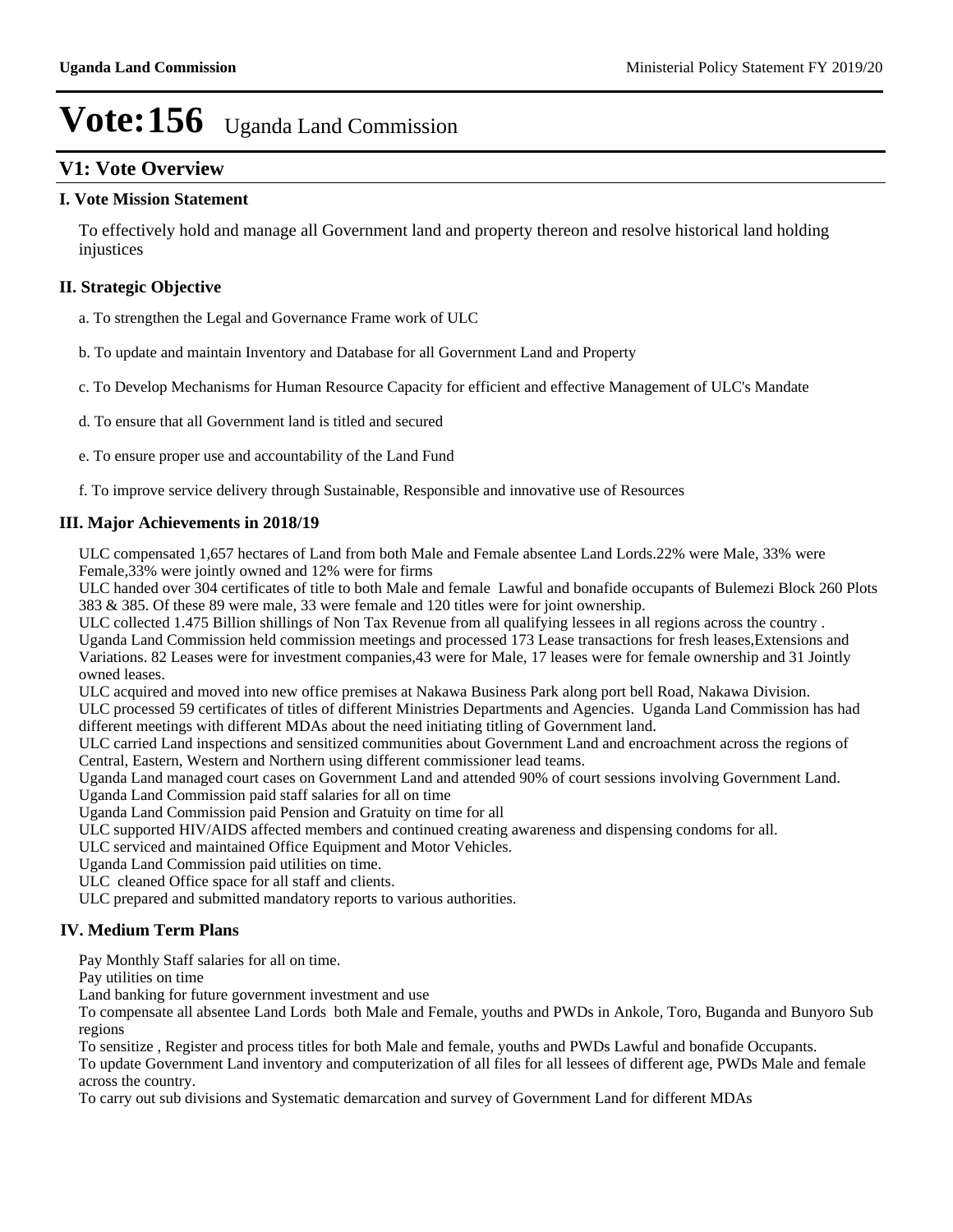# Vote:156 Uganda Land Commission

## V1: Vote Overview

### I. Vote Mission Statement

To effectively hold and manage all Government land and property thereon and resolve historical land holding injustices

### II. Strategic Objective

a. To strengthen the Legal and Governance Frame work of ULC

b. To update and maintain Inventory and Database for all Government Land and Property

c. To Develop Mechanisms for Human Resource Capacity for efficient and effective Management of ULC's Mandate

d. To ensure that all Government land is titled and secured

e. To ensure proper use and accountability of the Land Fund

f. To improve service delivery through Sustainable, Responsible and innovative use of Resources

### III. Major Achievements in 2018/19

ULC compensated 1,657 hectares of Land from both Male and Female absentee Land Lords.22% were Male, 33% were Female,33% were jointly owned and 12% were for firms

ULC handed over 304 certificates of title to both Male and female Lawful and bonafide occupants of Bulemezi Block 260 Plots 383 & 385. Of these 89 were male, 33 were female and 120 titles were for joint ownership.

ULC collected 1.475 Billion shillings of Non Tax Revenue from all qualifying lessees in all regions across the country .

Uganda Land Commission held commission meetings and processed 173 Lease transactions for fresh leases,Extensions and Variations. 82 Leases were for investment companies,43 were for Male, 17 leases were for female ownership and 31 Jointly owned leases.

ULC acquired and moved into new office premises at Nakawa Business Park along port bell Road, Nakawa Division.

ULC processed 59 certificates of titles of different Ministries Departments and Agencies. Uganda Land Commission has had different meetings with different MDAs about the need initiating titling of Government land.

ULC carried Land inspections and sensitized communities about Government Land and encroachment across the regions of Central, Eastern, Western and Northern using different commissioner lead teams.

Uganda Land managed court cases on Government Land and attended 90% of court sessions involving Government Land.

Uganda Land Commission paid staff salaries for all on time

Uganda Land Commission paid Pension and Gratuity on time for all

ULC supported HIV/AIDS affected members and continued creating awareness and dispensing condoms for all.

ULC serviced and maintained Office Equipment and Motor Vehicles.

Uganda Land Commission paid utilities on time.

ULC cleaned Office space for all staff and clients.

ULC prepared and submitted mandatory reports to various authorities.

### IV. Medium Term Plans

Pay Monthly Staff salaries for all on time.

Pay utilities on time

Land banking for future government investment and use

To compensate all absentee Land Lords both Male and Female, youths and PWDs in Ankole, Toro, Buganda and Bunyoro Sub regions

To sensitize , Register and process titles for both Male and female, youths and PWDs Lawful and bonafide Occupants.

To update Government Land inventory and computerization of all files for all lessees of different age, PWDs Male and female across the country.

To carry out sub divisions and Systematic demarcation and survey of Government Land for different MDAs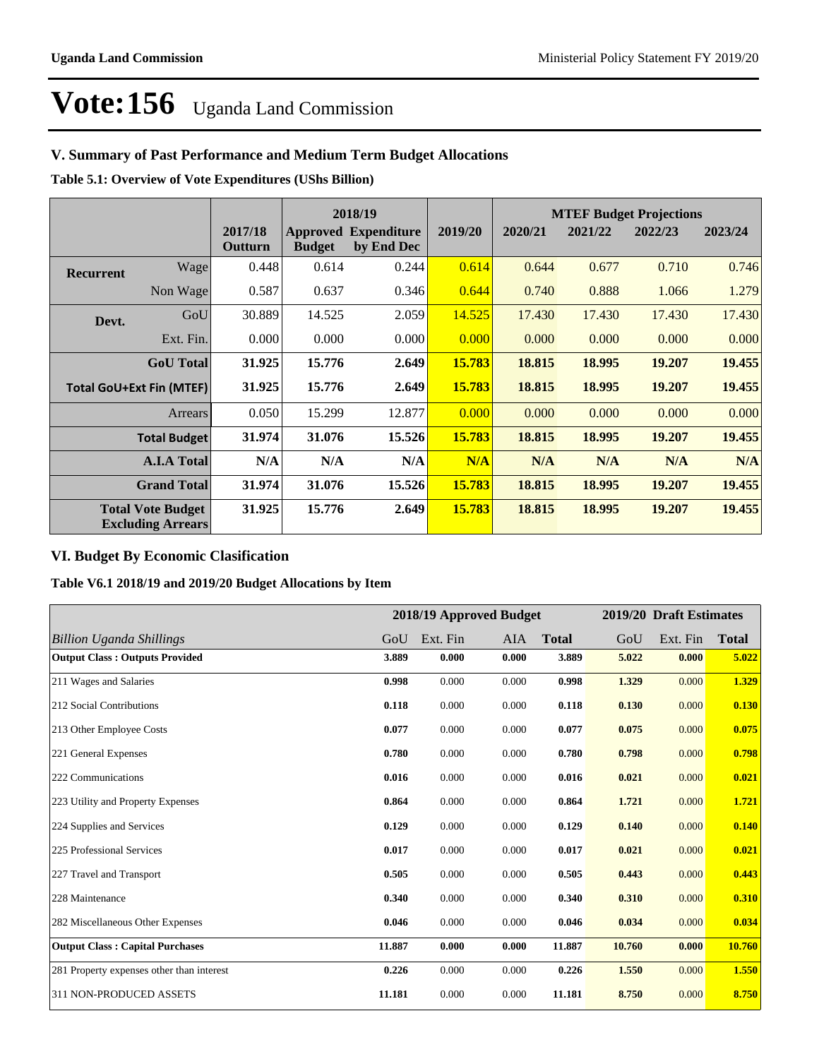# Vote:156 Uganda Land Commission

## V. Summary of Past Performance and Medium Term Budget Allocations

**Table 5.1: Overview of Vote Expenditures (UShs Billion)**

| | | | 2018/19 | | | MTEF Budget Projections | | | |
|---|---|---|---|---|---|---|---|---|---|
| | | 2017/18 Outturn | Approved Budget | Expenditure by End Dec | 2019/20 | 2020/21 | 2021/22 | 2022/23 | 2023/24 |
| **Recurrent** | Wage | 0.448 | 0.614 | 0.244 | 0.614 | 0.644 | 0.677 | 0.710 | 0.746 |
| | Non Wage | 0.587 | 0.637 | 0.346 | 0.644 | 0.740 | 0.888 | 1.066 | 1.279 |
| **Devt.** | GoU | 30.889 | 14.525 | 2.059 | 14.525 | 17.430 | 17.430 | 17.430 | 17.430 |
| | Ext. Fin. | 0.000 | 0.000 | 0.000 | 0.000 | 0.000 | 0.000 | 0.000 | 0.000 |
| | **GoU Total** | **31.925** | **15.776** | **2.649** | **15.783** | **18.815** | **18.995** | **19.207** | **19.455** |
| **Total GoU+Ext Fin (MTEF)** | | **31.925** | **15.776** | **2.649** | **15.783** | **18.815** | **18.995** | **19.207** | **19.455** |
| | Arrears | 0.050 | 15.299 | 12.877 | 0.000 | 0.000 | 0.000 | 0.000 | 0.000 |
| | **Total Budget** | **31.974** | **31.076** | **15.526** | **15.783** | **18.815** | **18.995** | **19.207** | **19.455** |
| | **A.I.A Total** | **N/A** | **N/A** | **N/A** | **N/A** | **N/A** | **N/A** | **N/A** | **N/A** |
| | **Grand Total** | **31.974** | **31.076** | **15.526** | **15.783** | **18.815** | **18.995** | **19.207** | **19.455** |
| | **Total Vote Budget Excluding Arrears** | **31.925** | **15.776** | **2.649** | **15.783** | **18.815** | **18.995** | **19.207** | **19.455** |

## VI. Budget By Economic Clasification

**Table V6.1 2018/19 and 2019/20 Budget Allocations by Item**

| | 2018/19 Approved Budget | | | | 2019/20 Draft Estimates | | |
|---|---|---|---|---|---|---|---|
| *Billion Uganda Shillings* | GoU | Ext. Fin | AIA | **Total** | GoU | Ext. Fin | **Total** |
| **Output Class : Outputs Provided** | **3.889** | **0.000** | **0.000** | **3.889** | **5.022** | **0.000** | **5.022** |
| 211 Wages and Salaries | **0.998** | 0.000 | 0.000 | **0.998** | **1.329** | 0.000 | **1.329** |
| 212 Social Contributions | **0.118** | 0.000 | 0.000 | **0.118** | **0.130** | 0.000 | **0.130** |
| 213 Other Employee Costs | **0.077** | 0.000 | 0.000 | **0.077** | **0.075** | 0.000 | **0.075** |
| 221 General Expenses | **0.780** | 0.000 | 0.000 | **0.780** | **0.798** | 0.000 | **0.798** |
| 222 Communications | **0.016** | 0.000 | 0.000 | **0.016** | **0.021** | 0.000 | **0.021** |
| 223 Utility and Property Expenses | **0.864** | 0.000 | 0.000 | **0.864** | **1.721** | 0.000 | **1.721** |
| 224 Supplies and Services | **0.129** | 0.000 | 0.000 | **0.129** | **0.140** | 0.000 | **0.140** |
| 225 Professional Services | **0.017** | 0.000 | 0.000 | **0.017** | **0.021** | 0.000 | **0.021** |
| 227 Travel and Transport | **0.505** | 0.000 | 0.000 | **0.505** | **0.443** | 0.000 | **0.443** |
| 228 Maintenance | **0.340** | 0.000 | 0.000 | **0.340** | **0.310** | 0.000 | **0.310** |
| 282 Miscellaneous Other Expenses | **0.046** | 0.000 | 0.000 | **0.046** | **0.034** | 0.000 | **0.034** |
| **Output Class : Capital Purchases** | **11.887** | **0.000** | **0.000** | **11.887** | **10.760** | **0.000** | **10.760** |
| 281 Property expenses other than interest | **0.226** | 0.000 | 0.000 | **0.226** | **1.550** | 0.000 | **1.550** |
| 311 NON-PRODUCED ASSETS | **11.181** | 0.000 | 0.000 | **11.181** | **8.750** | 0.000 | **8.750** |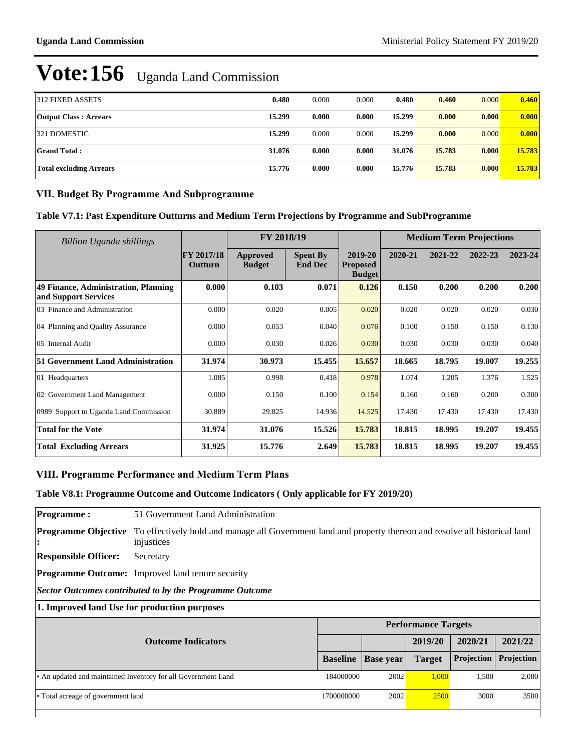# Vote:156 Uganda Land Commission

| | | | | | | | |
|---|---|---|---|---|---|---|---|
| 312 FIXED ASSETS | **0.480** | 0.000 | 0.000 | **0.480** | **0.460** | 0.000 | **0.460** |
| **Output Class : Arrears** | **15.299** | **0.000** | **0.000** | **15.299** | **0.000** | **0.000** | **0.000** |
| 321 DOMESTIC | **15.299** | 0.000 | 0.000 | **15.299** | **0.000** | 0.000 | **0.000** |
| **Grand Total :** | **31.076** | **0.000** | **0.000** | **31.076** | **15.783** | **0.000** | **15.783** |
| **Total excluding Arrears** | **15.776** | **0.000** | **0.000** | **15.776** | **15.783** | **0.000** | **15.783** |

## VII. Budget By Programme And Subprogramme

### Table V7.1: Past Expenditure Outturns and Medium Term Projections by Programme and SubProgramme

| *Billion Uganda shillings* | | FY 2018/19 | | | Medium Term Projections | | | |
|---|---|---|---|---|---|---|---|---|
| | **FY 2017/18 Outturn** | **Approved Budget** | **Spent By End Dec** | **2019-20 Proposed Budget** | **2020-21** | **2021-22** | **2022-23** | **2023-24** |
| **49 Finance, Administration, Planning and Support Services** | **0.000** | **0.103** | **0.071** | **0.126** | **0.150** | **0.200** | **0.200** | **0.200** |
| 03 Finance and Administration | 0.000 | 0.020 | 0.005 | 0.020 | 0.020 | 0.020 | 0.020 | 0.030 |
| 04 Planning and Quality Assurance | 0.000 | 0.053 | 0.040 | 0.076 | 0.100 | 0.150 | 0.150 | 0.130 |
| 05 Internal Audit | 0.000 | 0.030 | 0.026 | 0.030 | 0.030 | 0.030 | 0.030 | 0.040 |
| **51 Government Land Administration** | **31.974** | **30.973** | **15.455** | **15.657** | **18.665** | **18.795** | **19.007** | **19.255** |
| 01 Headquarters | 1.085 | 0.998 | 0.418 | 0.978 | 1.074 | 1.205 | 1.376 | 1.525 |
| 02 Government Land Management | 0.000 | 0.150 | 0.100 | 0.154 | 0.160 | 0.160 | 0.200 | 0.300 |
| 0989 Support to Uganda Land Commission | 30.889 | 29.825 | 14.936 | 14.525 | 17.430 | 17.430 | 17.430 | 17.430 |
| **Total for the Vote** | **31.974** | **31.076** | **15.526** | **15.783** | **18.815** | **18.995** | **19.207** | **19.455** |
| **Total Excluding Arrears** | **31.925** | **15.776** | **2.649** | **15.783** | **18.815** | **18.995** | **19.207** | **19.455** |

## VIII. Programme Performance and Medium Term Plans

### Table V8.1: Programme Outcome and Outcome Indicators ( Only applicable for FY 2019/20)

| | |
|---|---|
| **Programme :** | 51 Government Land Administration |
| **Programme Objective :** | To effectively hold and manage all Government land and property thereon and resolve all historical land injustices |
| **Responsible Officer:** | Secretary |
| **Programme Outcome:** | Improved land tenure security |

***Sector Outcomes contributed to by the Programme Outcome***

**1. Improved land Use for production purposes**

| Outcome Indicators | Performance Targets | | | | |
|---|---|---|---|---|---|
| | | | 2019/20 | 2020/21 | 2021/22 |
| | **Baseline** | **Base year** | **Target** | **Projection** | **Projection** |
| • An updated and maintained Inventory for all Government Land | 184000000 | 2002 | 1,000 | 1,500 | 2,000 |
| • Total acreage of government land | 1700000000 | 2002 | 2500 | 3000 | 3500 |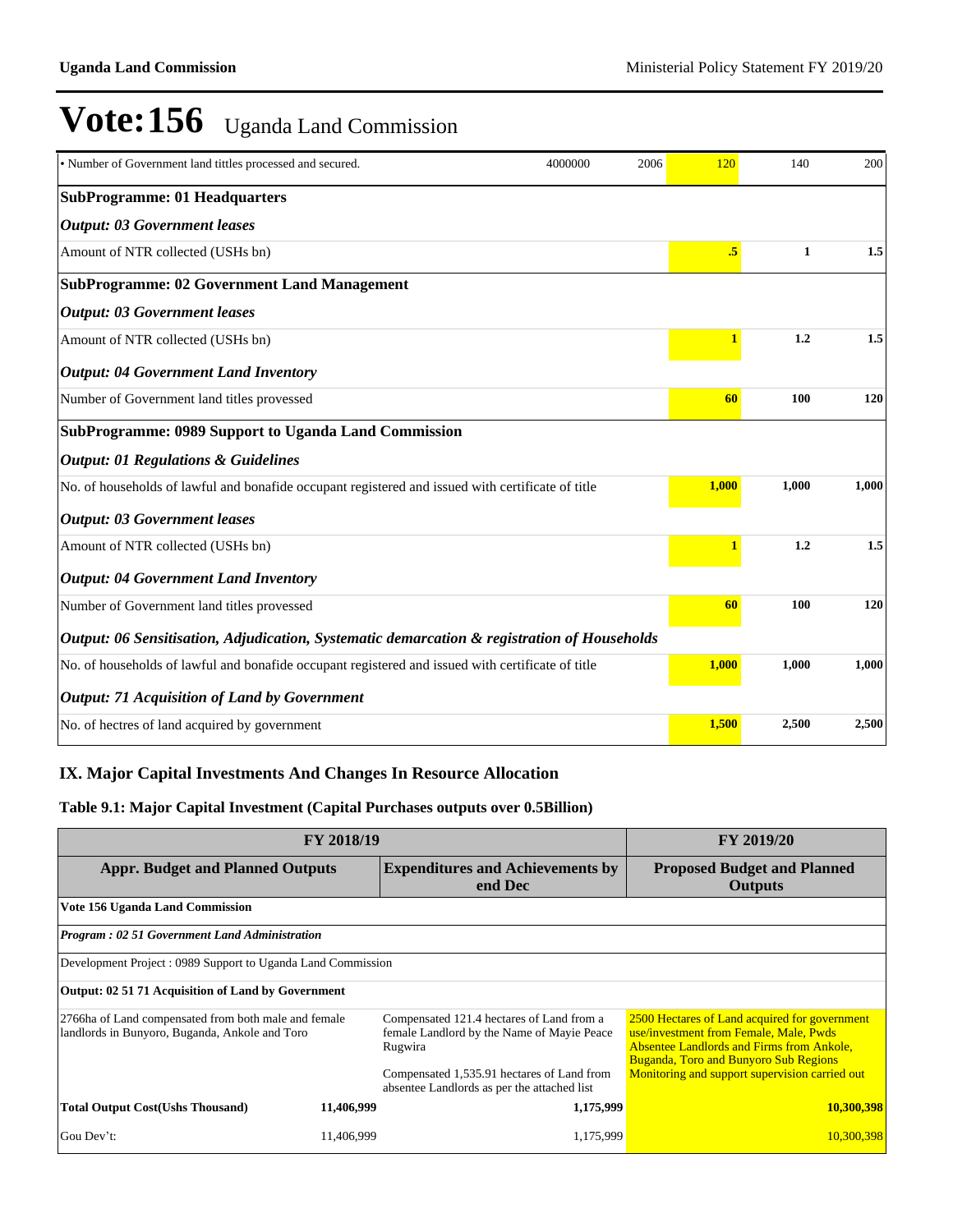# Vote:156 Uganda Land Commission

| | | | | | |
|---|---|---|---|---|---|
| • Number of Government land tittles processed and secured. | 4000000 | 2006 | 120 | 140 | 200 |
| **SubProgramme: 01 Headquarters** | | | | | |
| ***Output: 03 Government leases*** | | | | | |
| Amount of NTR collected (USHs bn) | | | **.5** | **1** | **1.5** |
| **SubProgramme: 02 Government Land Management** | | | | | |
| ***Output: 03 Government leases*** | | | | | |
| Amount of NTR collected (USHs bn) | | | **1** | **1.2** | **1.5** |
| ***Output: 04 Government Land Inventory*** | | | | | |
| Number of Government land titles provessed | | | **60** | **100** | **120** |
| **SubProgramme: 0989 Support to Uganda Land Commission** | | | | | |
| ***Output: 01 Regulations & Guidelines*** | | | | | |
| No. of households of lawful and bonafide occupant registered and issued with certificate of title | | | **1,000** | **1,000** | **1,000** |
| ***Output: 03 Government leases*** | | | | | |
| Amount of NTR collected (USHs bn) | | | **1** | **1.2** | **1.5** |
| ***Output: 04 Government Land Inventory*** | | | | | |
| Number of Government land titles provessed | | | **60** | **100** | **120** |
| ***Output: 06 Sensitisation, Adjudication, Systematic demarcation & registration of Households*** | | | | | |
| No. of households of lawful and bonafide occupant registered and issued with certificate of title | | | **1,000** | **1,000** | **1,000** |
| ***Output: 71 Acquisition of Land by Government*** | | | | | |
| No. of hectres of land acquired by government | | | **1,500** | **2,500** | **2,500** |

## IX. Major Capital Investments And Changes In Resource Allocation

### Table 9.1: Major Capital Investment (Capital Purchases outputs over 0.5Billion)

| FY 2018/19 | | | FY 2019/20 |
|---|---|---|---|
| **Appr. Budget and Planned Outputs** | | **Expenditures and Achievements by end Dec** | **Proposed Budget and Planned Outputs** |
| **Vote 156 Uganda Land Commission** | | | |
| ***Program : 02 51 Government Land Administration*** | | | |
| Development Project : 0989 Support to Uganda Land Commission | | | |
| **Output: 02 51 71 Acquisition of Land by Government** | | | |
| 2766ha of Land compensated from both male and female landlords in Bunyoro, Buganda, Ankole and Toro | | Compensated 121.4 hectares of Land from a female Landlord by the Name of Mayie Peace Rugwira<br><br>Compensated 1,535.91 hectares of Land from absentee Landlords as per the attached list | 2500 Hectares of Land acquired for government use/investment from Female, Male, Pwds Absentee Landlords and Firms from Ankole, Buganda, Toro and Bunyoro Sub Regions<br>Monitoring and support supervision carried out |
| **Total Output Cost(Ushs Thousand)** | **11,406,999** | **1,175,999** | **10,300,398** |
| Gou Dev't: | 11,406,999 | 1,175,999 | 10,300,398 |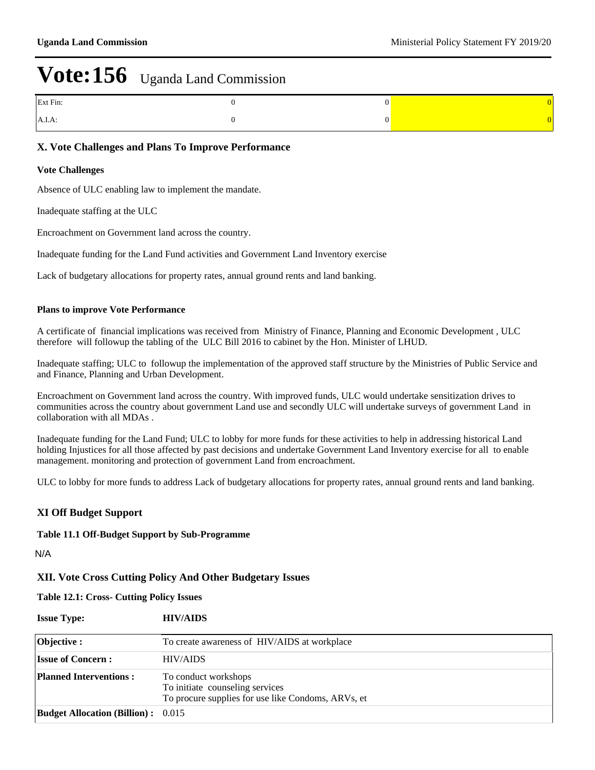# Vote:156 Uganda Land Commission

| | | | |
|---|---|---|---|
| Ext Fin: | 0 | 0 | 0 |
| A.I.A: | 0 | 0 | 0 |

## X. Vote Challenges and Plans To Improve Performance

**Vote Challenges**

Absence of ULC enabling law to implement the mandate.

Inadequate staffing at the ULC

Encroachment on Government land across the country.

Inadequate funding for the Land Fund activities and Government Land Inventory exercise

Lack of budgetary allocations for property rates, annual ground rents and land banking.

**Plans to improve Vote Performance**

A certificate of financial implications was received from Ministry of Finance, Planning and Economic Development , ULC therefore will followup the tabling of the ULC Bill 2016 to cabinet by the Hon. Minister of LHUD.

Inadequate staffing; ULC to followup the implementation of the approved staff structure by the Ministries of Public Service and and Finance, Planning and Urban Development.

Encroachment on Government land across the country. With improved funds, ULC would undertake sensitization drives to communities across the country about government Land use and secondly ULC will undertake surveys of government Land in collaboration with all MDAs .

Inadequate funding for the Land Fund; ULC to lobby for more funds for these activities to help in addressing historical Land holding Injustices for all those affected by past decisions and undertake Government Land Inventory exercise for all to enable management. monitoring and protection of government Land from encroachment.

ULC to lobby for more funds to address Lack of budgetary allocations for property rates, annual ground rents and land banking.

## XI Off Budget Support

**Table 11.1 Off-Budget Support by Sub-Programme**

N/A

## XII. Vote Cross Cutting Policy And Other Budgetary Issues

**Table 12.1: Cross- Cutting Policy Issues**

**Issue Type:** **HIV/AIDS**

| | |
|---|---|
| **Objective :** | To create awareness of HIV/AIDS at workplace |
| **Issue of Concern :** | HIV/AIDS |
| **Planned Interventions :** | To conduct workshops<br>To initiate counseling services<br>To procure supplies for use like Condoms, ARVs, et |
| **Budget Allocation (Billion) :** | 0.015 |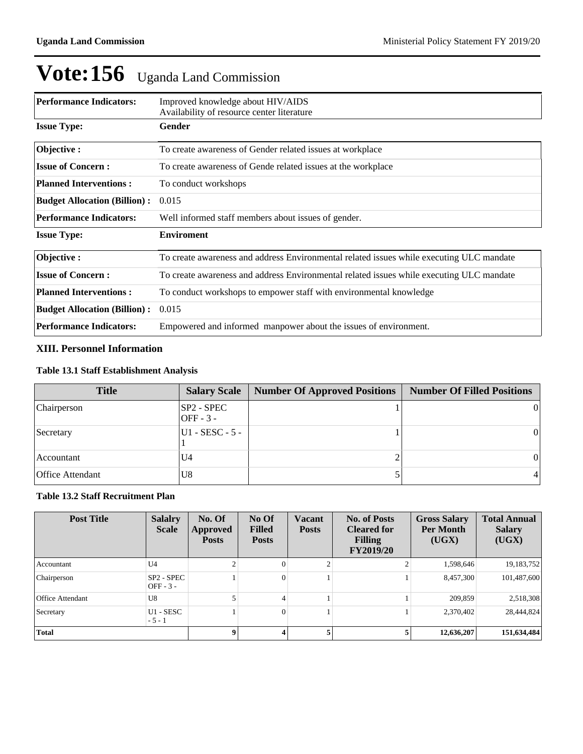# Vote:156 Uganda Land Commission

| | |
|---|---|
| **Performance Indicators:** | Improved knowledge about HIV/AIDS<br>Availability of resource center literature |
| **Issue Type:** | **Gender** |

| | |
|---|---|
| **Objective :** | To create awareness of Gender related issues at workplace |
| **Issue of Concern :** | To create awareness of Gende related issues at the workplace |
| **Planned Interventions :** | To conduct workshops |
| **Budget Allocation (Billion) :** | 0.015 |
| **Performance Indicators:** | Well informed staff members about issues of gender. |
| **Issue Type:** | **Enviroment** |

| | |
|---|---|
| **Objective :** | To create awareness and address Environmental related issues while executing ULC mandate |
| **Issue of Concern :** | To create awareness and address Environmental related issues while executing ULC mandate |
| **Planned Interventions :** | To conduct workshops to empower staff with environmental knowledge |
| **Budget Allocation (Billion) :** | 0.015 |
| **Performance Indicators:** | Empowered and informed manpower about the issues of environment. |

## XIII. Personnel Information

### Table 13.1 Staff Establishment Analysis

| Title | Salary Scale | Number Of Approved Positions | Number Of Filled Positions |
|---|---|---|---|
| Chairperson | SP2 - SPEC OFF - 3 - | 1 | 0 |
| Secretary | U1 - SESC - 5 - 1 | 1 | 0 |
| Accountant | U4 | 2 | 0 |
| Office Attendant | U8 | 5 | 4 |

### Table 13.2 Staff Recruitment Plan

| Post Title | Salalry Scale | No. Of Approved Posts | No Of Filled Posts | Vacant Posts | No. of Posts Cleared for Filling FY2019/20 | Gross Salary Per Month (UGX) | Total Annual Salary (UGX) |
|---|---|---|---|---|---|---|---|
| Accountant | U4 | 2 | 0 | 2 | 2 | 1,598,646 | 19,183,752 |
| Chairperson | SP2 - SPEC OFF - 3 - | 1 | 0 | 1 | 1 | 8,457,300 | 101,487,600 |
| Office Attendant | U8 | 5 | 4 | 1 | 1 | 209,859 | 2,518,308 |
| Secretary | U1 - SESC - 5 - 1 | 1 | 0 | 1 | 1 | 2,370,402 | 28,444,824 |
| **Total** | | **9** | **4** | **5** | **5** | **12,636,207** | **151,634,484** |